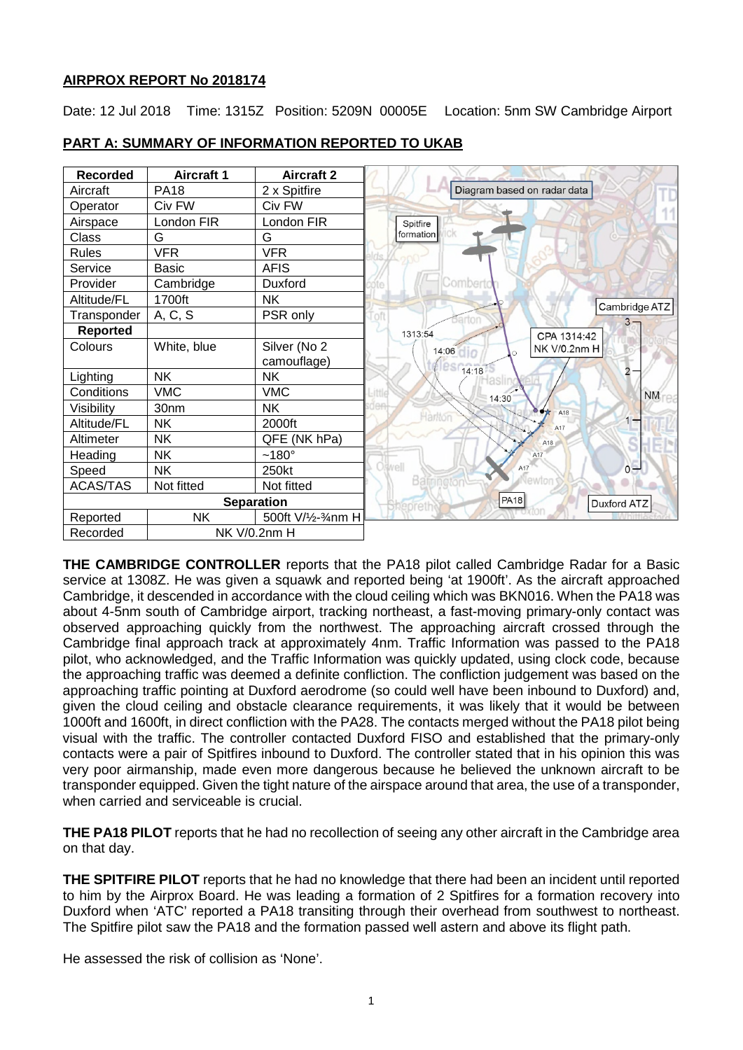## AIRPROX REPORT No 2018174

Date: 12 Jul 2018 Time: 1315Z Position: 5209N 00005E Location: 5nm SW Cambridge Airport

## PART A: SUMMARY OF INFORMATION REPORTED TO UKAB

| Recorded | Aircraft 1 | Aircraft 2 |
|---|---|---|
| Aircraft | PA18 | 2 x Spitfire |
| Operator | Civ FW | Civ FW |
| Airspace | London FIR | London FIR |
| Class | G | G |
| Rules | VFR | VFR |
| Service | Basic | AFIS |
| Provider | Cambridge | Duxford |
| Altitude/FL | 1700ft | NK |
| Transponder | A, C, S | PSR only |
| **Reported** | | |
| Colours | White, blue | Silver (No 2 camouflage) |
| Lighting | NK | NK |
| Conditions | VMC | VMC |
| Visibility | 30nm | NK |
| Altitude/FL | NK | 2000ft |
| Altimeter | NK | QFE (NK hPa) |
| Heading | NK | ~180° |
| Speed | NK | 250kt |
| ACAS/TAS | Not fitted | Not fitted |
| **Separation** | | |
| Reported | NK | 500ft V/½-¾nm H |
| Recorded | NK V/0.2nm H | |

Diagram based on radar data

**THE CAMBRIDGE CONTROLLER** reports that the PA18 pilot called Cambridge Radar for a Basic service at 1308Z. He was given a squawk and reported being 'at 1900ft'. As the aircraft approached Cambridge, it descended in accordance with the cloud ceiling which was BKN016. When the PA18 was about 4-5nm south of Cambridge airport, tracking northeast, a fast-moving primary-only contact was observed approaching quickly from the northwest. The approaching aircraft crossed through the Cambridge final approach track at approximately 4nm. Traffic Information was passed to the PA18 pilot, who acknowledged, and the Traffic Information was quickly updated, using clock code, because the approaching traffic was deemed a definite confliction. The confliction judgement was based on the approaching traffic pointing at Duxford aerodrome (so could well have been inbound to Duxford) and, given the cloud ceiling and obstacle clearance requirements, it was likely that it would be between 1000ft and 1600ft, in direct confliction with the PA28. The contacts merged without the PA18 pilot being visual with the traffic. The controller contacted Duxford FISO and established that the primary-only contacts were a pair of Spitfires inbound to Duxford. The controller stated that in his opinion this was very poor airmanship, made even more dangerous because he believed the unknown aircraft to be transponder equipped. Given the tight nature of the airspace around that area, the use of a transponder, when carried and serviceable is crucial.

**THE PA18 PILOT** reports that he had no recollection of seeing any other aircraft in the Cambridge area on that day.

**THE SPITFIRE PILOT** reports that he had no knowledge that there had been an incident until reported to him by the Airprox Board. He was leading a formation of 2 Spitfires for a formation recovery into Duxford when 'ATC' reported a PA18 transiting through their overhead from southwest to northeast. The Spitfire pilot saw the PA18 and the formation passed well astern and above its flight path.

He assessed the risk of collision as 'None'.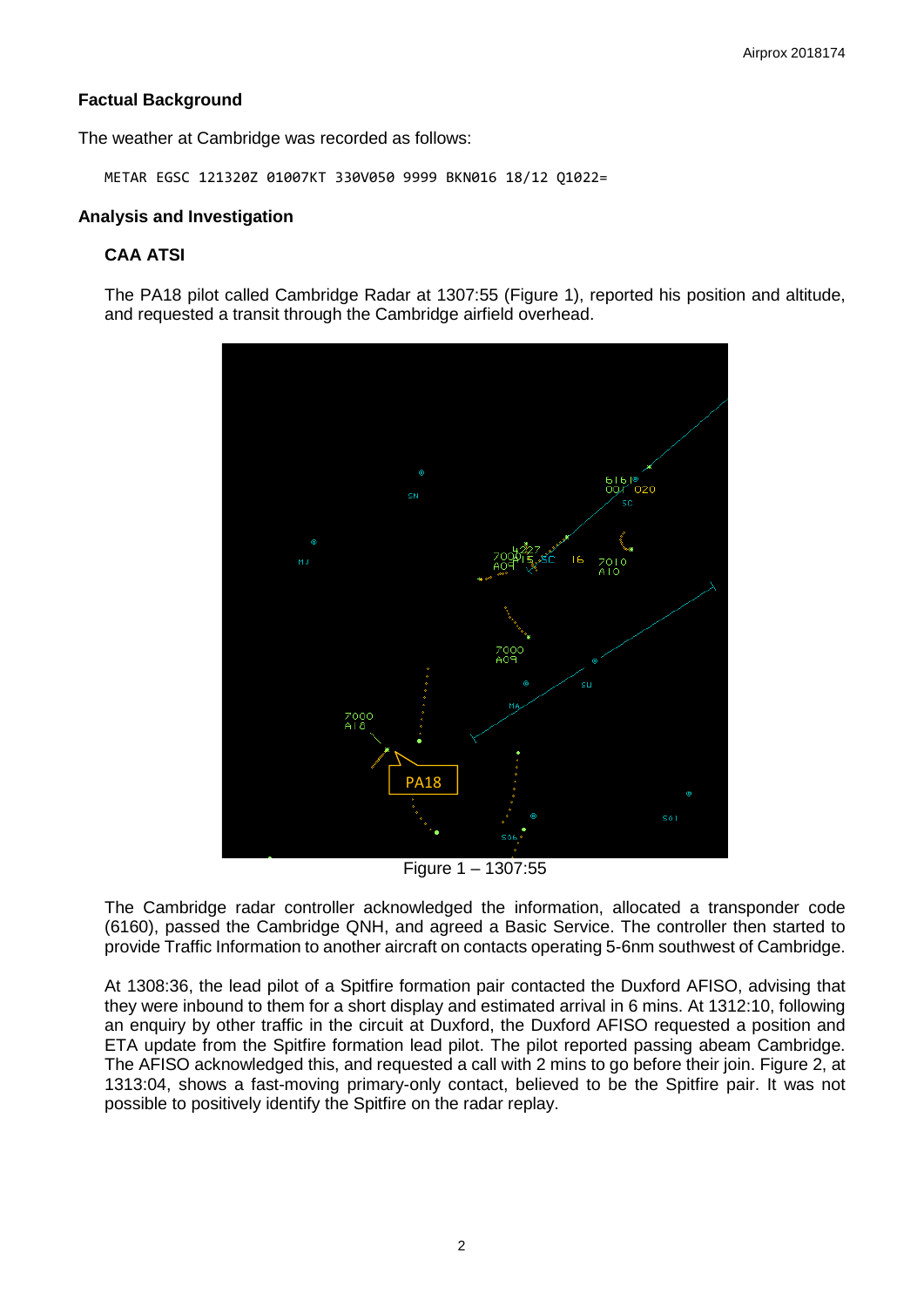## Factual Background

The weather at Cambridge was recorded as follows:

```
METAR EGSC 121320Z 01007KT 330V050 9999 BKN016 18/12 Q1022=
```

## Analysis and Investigation

### CAA ATSI

The PA18 pilot called Cambridge Radar at 1307:55 (Figure 1), reported his position and altitude, and requested a transit through the Cambridge airfield overhead.

Figure 1 – 1307:55

The Cambridge radar controller acknowledged the information, allocated a transponder code (6160), passed the Cambridge QNH, and agreed a Basic Service. The controller then started to provide Traffic Information to another aircraft on contacts operating 5-6nm southwest of Cambridge.

At 1308:36, the lead pilot of a Spitfire formation pair contacted the Duxford AFISO, advising that they were inbound to them for a short display and estimated arrival in 6 mins. At 1312:10, following an enquiry by other traffic in the circuit at Duxford, the Duxford AFISO requested a position and ETA update from the Spitfire formation lead pilot. The pilot reported passing abeam Cambridge. The AFISO acknowledged this, and requested a call with 2 mins to go before their join. Figure 2, at 1313:04, shows a fast-moving primary-only contact, believed to be the Spitfire pair. It was not possible to positively identify the Spitfire on the radar replay.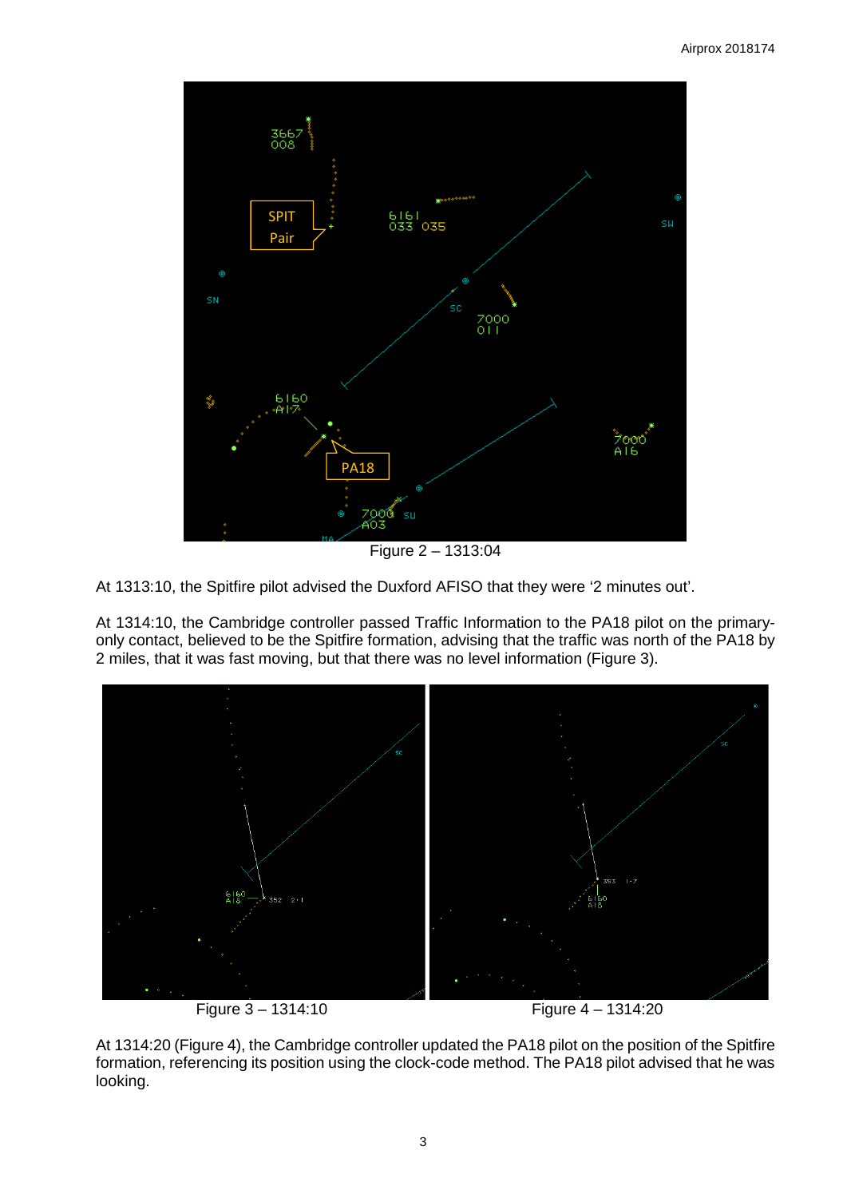Figure 2 – 1313:04

At 1313:10, the Spitfire pilot advised the Duxford AFISO that they were '2 minutes out'.

At 1314:10, the Cambridge controller passed Traffic Information to the PA18 pilot on the primary-only contact, believed to be the Spitfire formation, advising that the traffic was north of the PA18 by 2 miles, that it was fast moving, but that there was no level information (Figure 3).

Figure 3 – 1314:10

Figure 4 – 1314:20

At 1314:20 (Figure 4), the Cambridge controller updated the PA18 pilot on the position of the Spitfire formation, referencing its position using the clock-code method. The PA18 pilot advised that he was looking.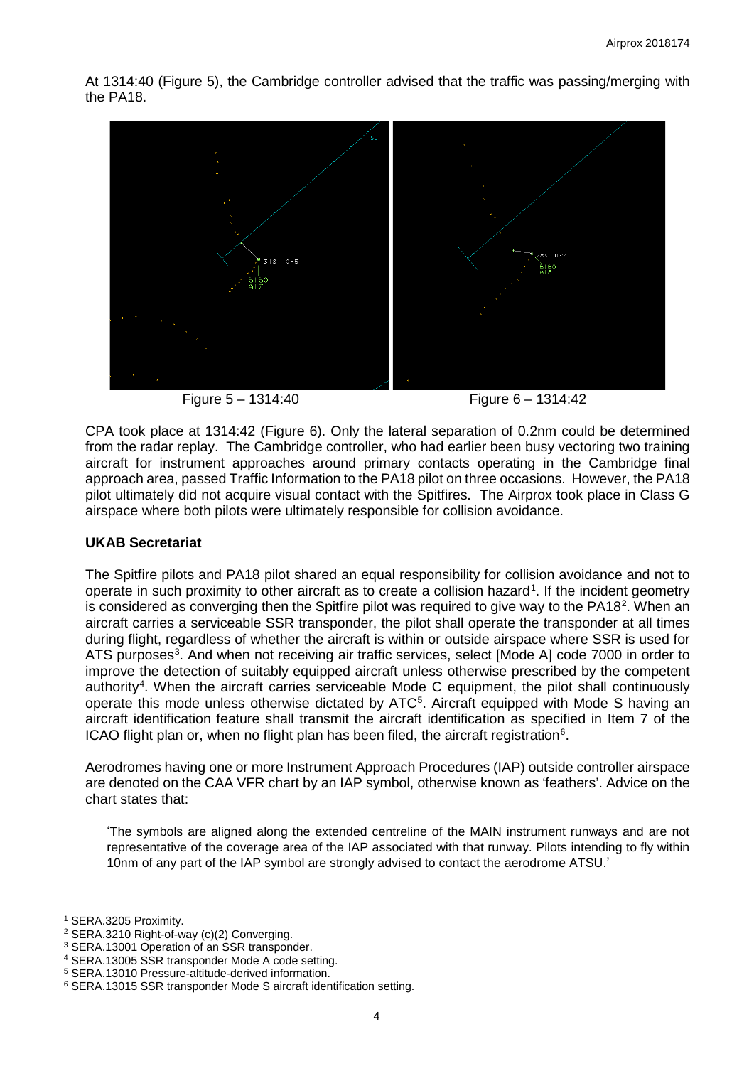At 1314:40 (Figure 5), the Cambridge controller advised that the traffic was passing/merging with the PA18.

Figure 5 – 1314:40

Figure 6 – 1314:42

CPA took place at 1314:42 (Figure 6). Only the lateral separation of 0.2nm could be determined from the radar replay. The Cambridge controller, who had earlier been busy vectoring two training aircraft for instrument approaches around primary contacts operating in the Cambridge final approach area, passed Traffic Information to the PA18 pilot on three occasions. However, the PA18 pilot ultimately did not acquire visual contact with the Spitfires. The Airprox took place in Class G airspace where both pilots were ultimately responsible for collision avoidance.

### UKAB Secretariat

The Spitfire pilots and PA18 pilot shared an equal responsibility for collision avoidance and not to operate in such proximity to other aircraft as to create a collision hazard[1]. If the incident geometry is considered as converging then the Spitfire pilot was required to give way to the PA18[2]. When an aircraft carries a serviceable SSR transponder, the pilot shall operate the transponder at all times during flight, regardless of whether the aircraft is within or outside airspace where SSR is used for ATS purposes[3]. And when not receiving air traffic services, select [Mode A] code 7000 in order to improve the detection of suitably equipped aircraft unless otherwise prescribed by the competent authority[4]. When the aircraft carries serviceable Mode C equipment, the pilot shall continuously operate this mode unless otherwise dictated by ATC[5]. Aircraft equipped with Mode S having an aircraft identification feature shall transmit the aircraft identification as specified in Item 7 of the ICAO flight plan or, when no flight plan has been filed, the aircraft registration[6].

Aerodromes having one or more Instrument Approach Procedures (IAP) outside controller airspace are denoted on the CAA VFR chart by an IAP symbol, otherwise known as 'feathers'. Advice on the chart states that:

> 'The symbols are aligned along the extended centreline of the MAIN instrument runways and are not representative of the coverage area of the IAP associated with that runway. Pilots intending to fly within 10nm of any part of the IAP symbol are strongly advised to contact the aerodrome ATSU.'

---

[1] SERA.3205 Proximity.
[2] SERA.3210 Right-of-way (c)(2) Converging.
[3] SERA.13001 Operation of an SSR transponder.
[4] SERA.13005 SSR transponder Mode A code setting.
[5] SERA.13010 Pressure-altitude-derived information.
[6] SERA.13015 SSR transponder Mode S aircraft identification setting.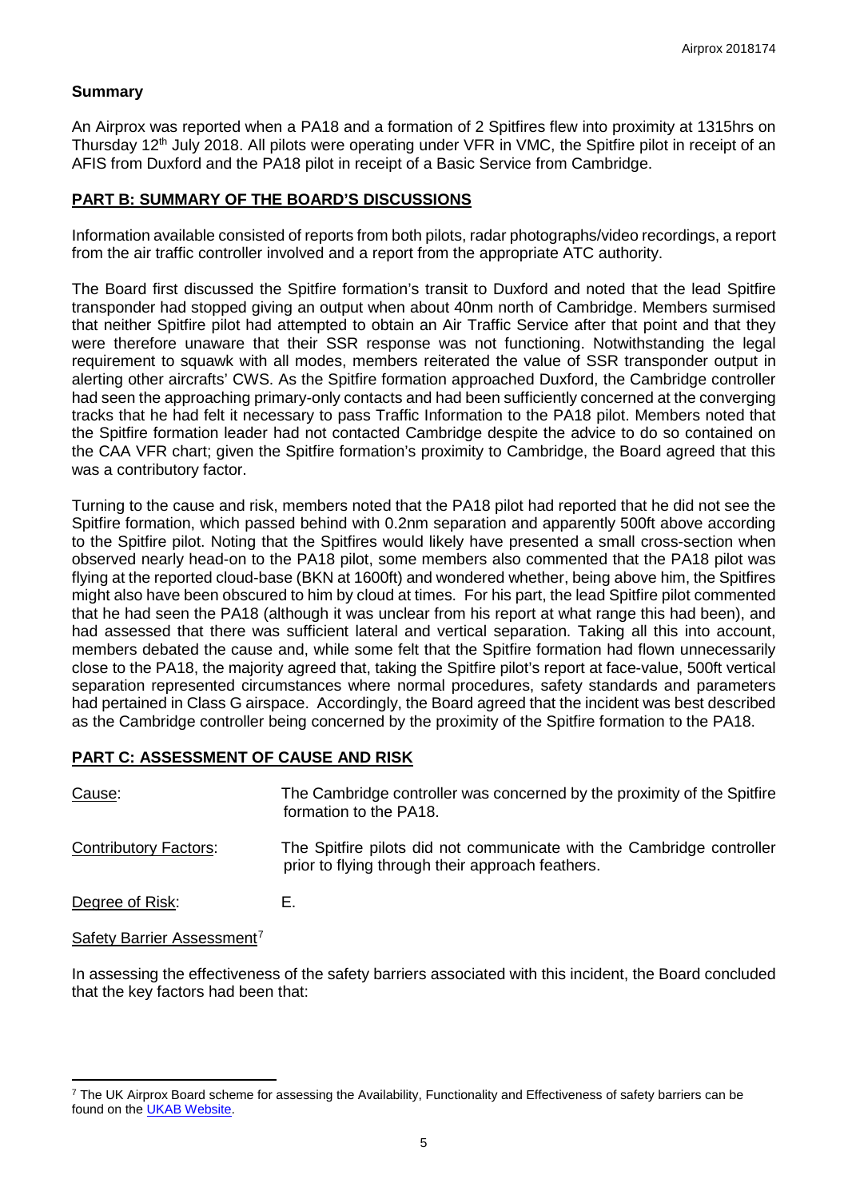## Summary

An Airprox was reported when a PA18 and a formation of 2 Spitfires flew into proximity at 1315hrs on Thursday 12th July 2018. All pilots were operating under VFR in VMC, the Spitfire pilot in receipt of an AFIS from Duxford and the PA18 pilot in receipt of a Basic Service from Cambridge.

## PART B: SUMMARY OF THE BOARD'S DISCUSSIONS

Information available consisted of reports from both pilots, radar photographs/video recordings, a report from the air traffic controller involved and a report from the appropriate ATC authority.

The Board first discussed the Spitfire formation's transit to Duxford and noted that the lead Spitfire transponder had stopped giving an output when about 40nm north of Cambridge. Members surmised that neither Spitfire pilot had attempted to obtain an Air Traffic Service after that point and that they were therefore unaware that their SSR response was not functioning. Notwithstanding the legal requirement to squawk with all modes, members reiterated the value of SSR transponder output in alerting other aircrafts' CWS. As the Spitfire formation approached Duxford, the Cambridge controller had seen the approaching primary-only contacts and had been sufficiently concerned at the converging tracks that he had felt it necessary to pass Traffic Information to the PA18 pilot. Members noted that the Spitfire formation leader had not contacted Cambridge despite the advice to do so contained on the CAA VFR chart; given the Spitfire formation's proximity to Cambridge, the Board agreed that this was a contributory factor.

Turning to the cause and risk, members noted that the PA18 pilot had reported that he did not see the Spitfire formation, which passed behind with 0.2nm separation and apparently 500ft above according to the Spitfire pilot. Noting that the Spitfires would likely have presented a small cross-section when observed nearly head-on to the PA18 pilot, some members also commented that the PA18 pilot was flying at the reported cloud-base (BKN at 1600ft) and wondered whether, being above him, the Spitfires might also have been obscured to him by cloud at times. For his part, the lead Spitfire pilot commented that he had seen the PA18 (although it was unclear from his report at what range this had been), and had assessed that there was sufficient lateral and vertical separation. Taking all this into account, members debated the cause and, while some felt that the Spitfire formation had flown unnecessarily close to the PA18, the majority agreed that, taking the Spitfire pilot's report at face-value, 500ft vertical separation represented circumstances where normal procedures, safety standards and parameters had pertained in Class G airspace. Accordingly, the Board agreed that the incident was best described as the Cambridge controller being concerned by the proximity of the Spitfire formation to the PA18.

## PART C: ASSESSMENT OF CAUSE AND RISK

Cause: The Cambridge controller was concerned by the proximity of the Spitfire formation to the PA18.

Contributory Factors: The Spitfire pilots did not communicate with the Cambridge controller prior to flying through their approach feathers.

Degree of Risk: E.

Safety Barrier Assessment[7]

In assessing the effectiveness of the safety barriers associated with this incident, the Board concluded that the key factors had been that:

[7] The UK Airprox Board scheme for assessing the Availability, Functionality and Effectiveness of safety barriers can be found on the UKAB Website.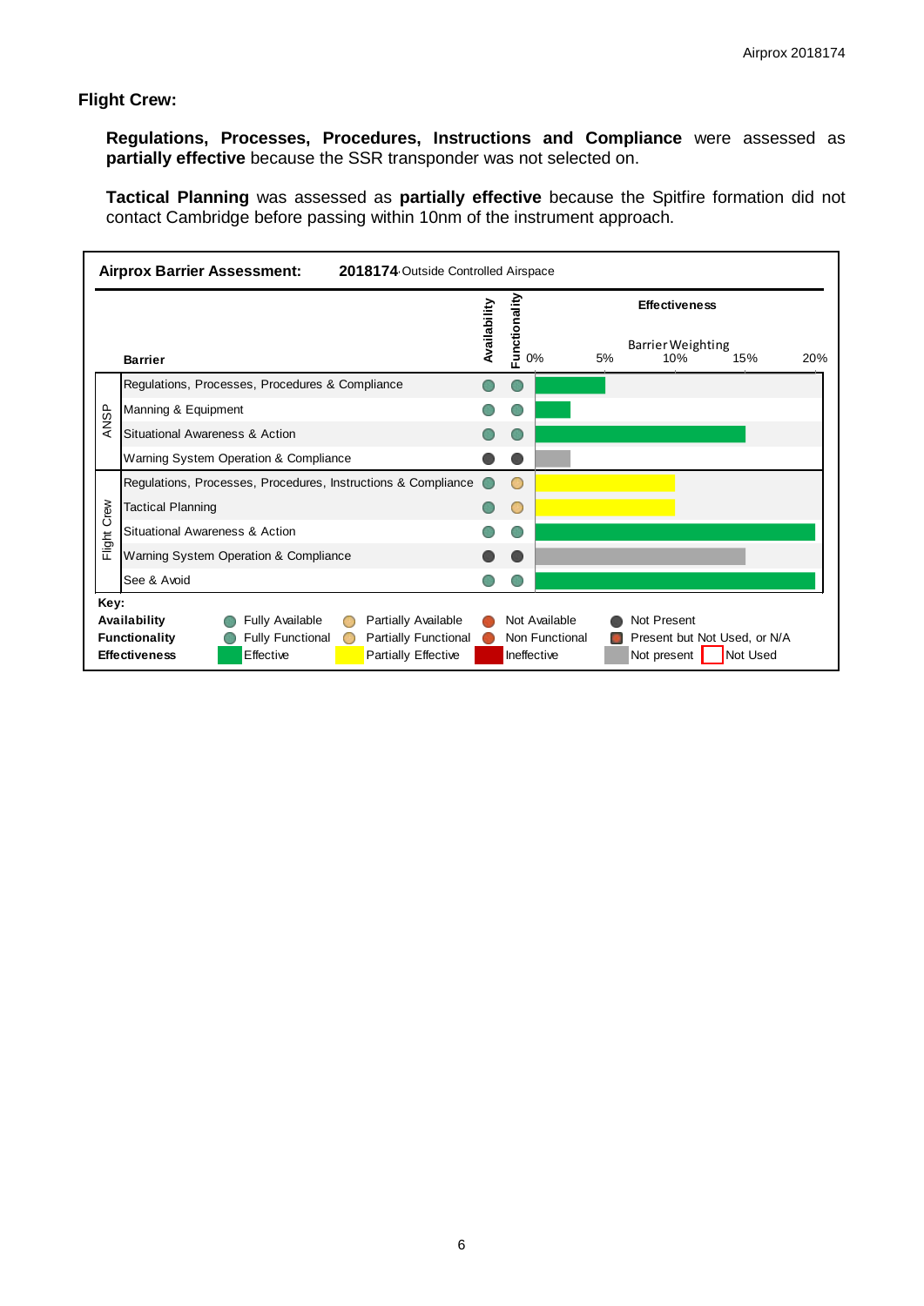## Flight Crew:

**Regulations, Processes, Procedures, Instructions and Compliance** were assessed as **partially effective** because the SSR transponder was not selected on.

**Tactical Planning** was assessed as **partially effective** because the Spitfire formation did not contact Cambridge before passing within 10nm of the instrument approach.

**Airprox Barrier Assessment:** **2018174** Outside Controlled Airspace

Barrier

Availability

Functionality

Effectiveness

Barrier Weighting

0% 5% 10% 15% 20%

ANSP

Regulations, Processes, Procedures & Compliance

Manning & Equipment

Situational Awareness & Action

Warning System Operation & Compliance

Flight Crew

Regulations, Processes, Procedures, Instructions & Compliance

Tactical Planning

Situational Awareness & Action

Warning System Operation & Compliance

See & Avoid

Key:

Availability: Fully Available, Partially Available, Not Available, Not Present

Functionality: Fully Functional, Partially Functional, Non Functional, Present but Not Used, or N/A

Effectiveness: Effective, Partially Effective, Ineffective, Not present, Not Used